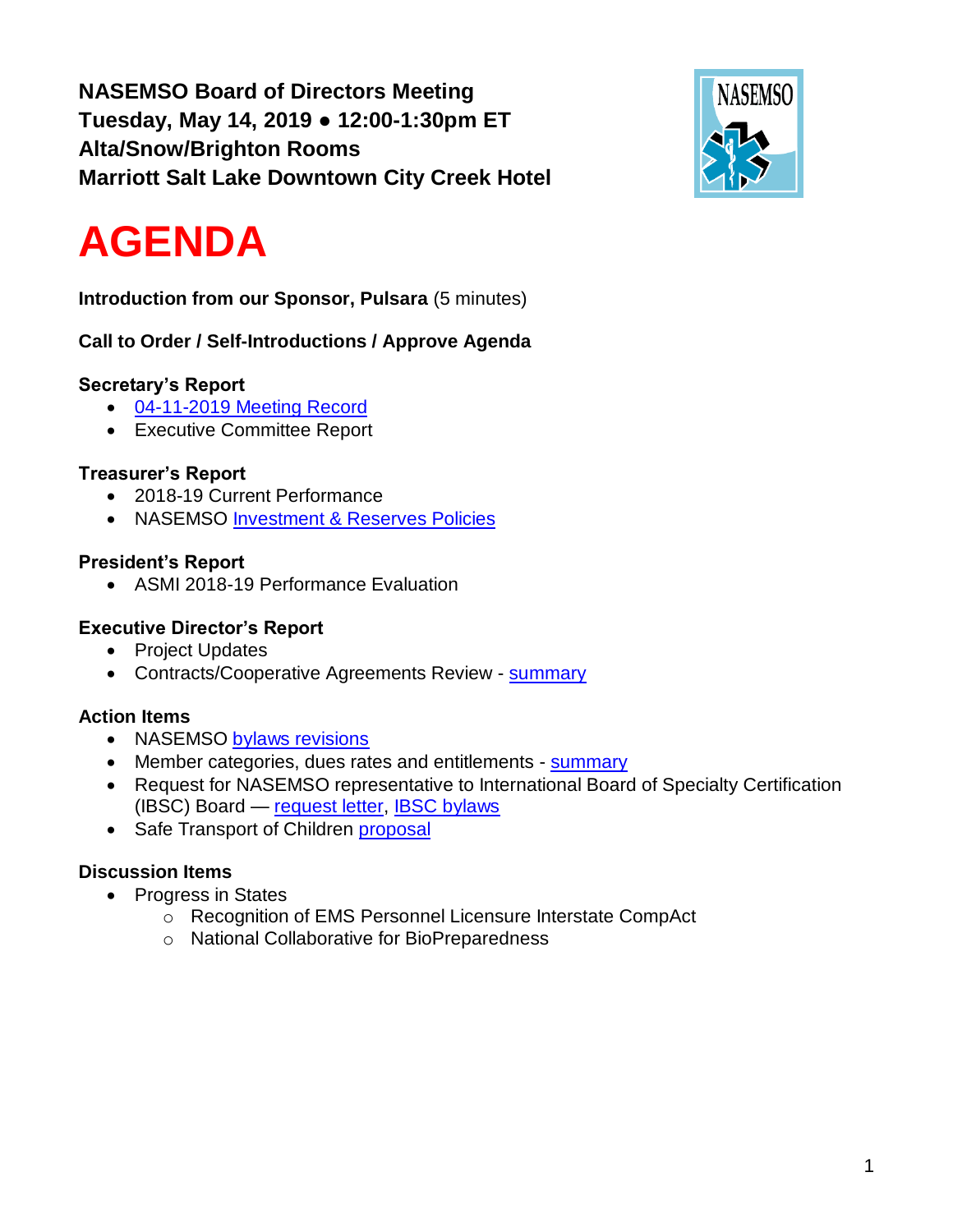**NASEMSO Board of Directors Meeting**
**Tuesday, May 14, 2019 ● 12:00-1:30pm ET**
**Alta/Snow/Brighton Rooms**
**Marriott Salt Lake Downtown City Creek Hotel**

# AGENDA

**Introduction from our Sponsor, Pulsara** (5 minutes)

**Call to Order / Self-Introductions / Approve Agenda**

**Secretary's Report**

- 04-11-2019 Meeting Record
- Executive Committee Report

**Treasurer's Report**

- 2018-19 Current Performance
- NASEMSO Investment & Reserves Policies

**President's Report**

- ASMI 2018-19 Performance Evaluation

**Executive Director's Report**

- Project Updates
- Contracts/Cooperative Agreements Review - summary

**Action Items**

- NASEMSO bylaws revisions
- Member categories, dues rates and entitlements - summary
- Request for NASEMSO representative to International Board of Specialty Certification (IBSC) Board — request letter, IBSC bylaws
- Safe Transport of Children proposal

**Discussion Items**

- Progress in States
  - Recognition of EMS Personnel Licensure Interstate CompAct
  - National Collaborative for BioPreparedness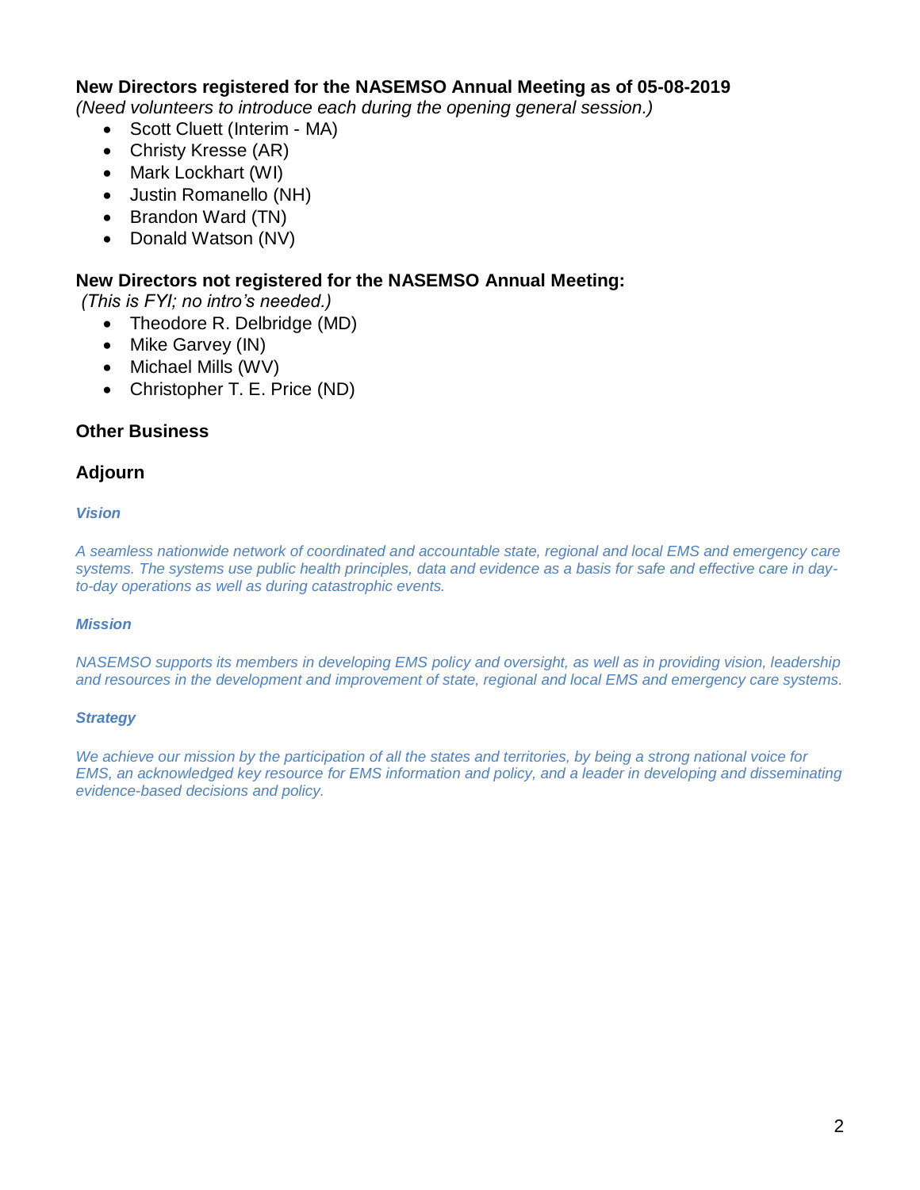### New Directors registered for the NASEMSO Annual Meeting as of 05-08-2019

*(Need volunteers to introduce each during the opening general session.)*

- Scott Cluett (Interim - MA)
- Christy Kresse (AR)
- Mark Lockhart (WI)
- Justin Romanello (NH)
- Brandon Ward (TN)
- Donald Watson (NV)

### New Directors not registered for the NASEMSO Annual Meeting:

*(This is FYI; no intro's needed.)*

- Theodore R. Delbridge (MD)
- Mike Garvey (IN)
- Michael Mills (WV)
- Christopher T. E. Price (ND)

### Other Business

### Adjourn

***Vision***

*A seamless nationwide network of coordinated and accountable state, regional and local EMS and emergency care systems. The systems use public health principles, data and evidence as a basis for safe and effective care in day-to-day operations as well as during catastrophic events.*

***Mission***

*NASEMSO supports its members in developing EMS policy and oversight, as well as in providing vision, leadership and resources in the development and improvement of state, regional and local EMS and emergency care systems.*

***Strategy***

*We achieve our mission by the participation of all the states and territories, by being a strong national voice for EMS, an acknowledged key resource for EMS information and policy, and a leader in developing and disseminating evidence-based decisions and policy.*